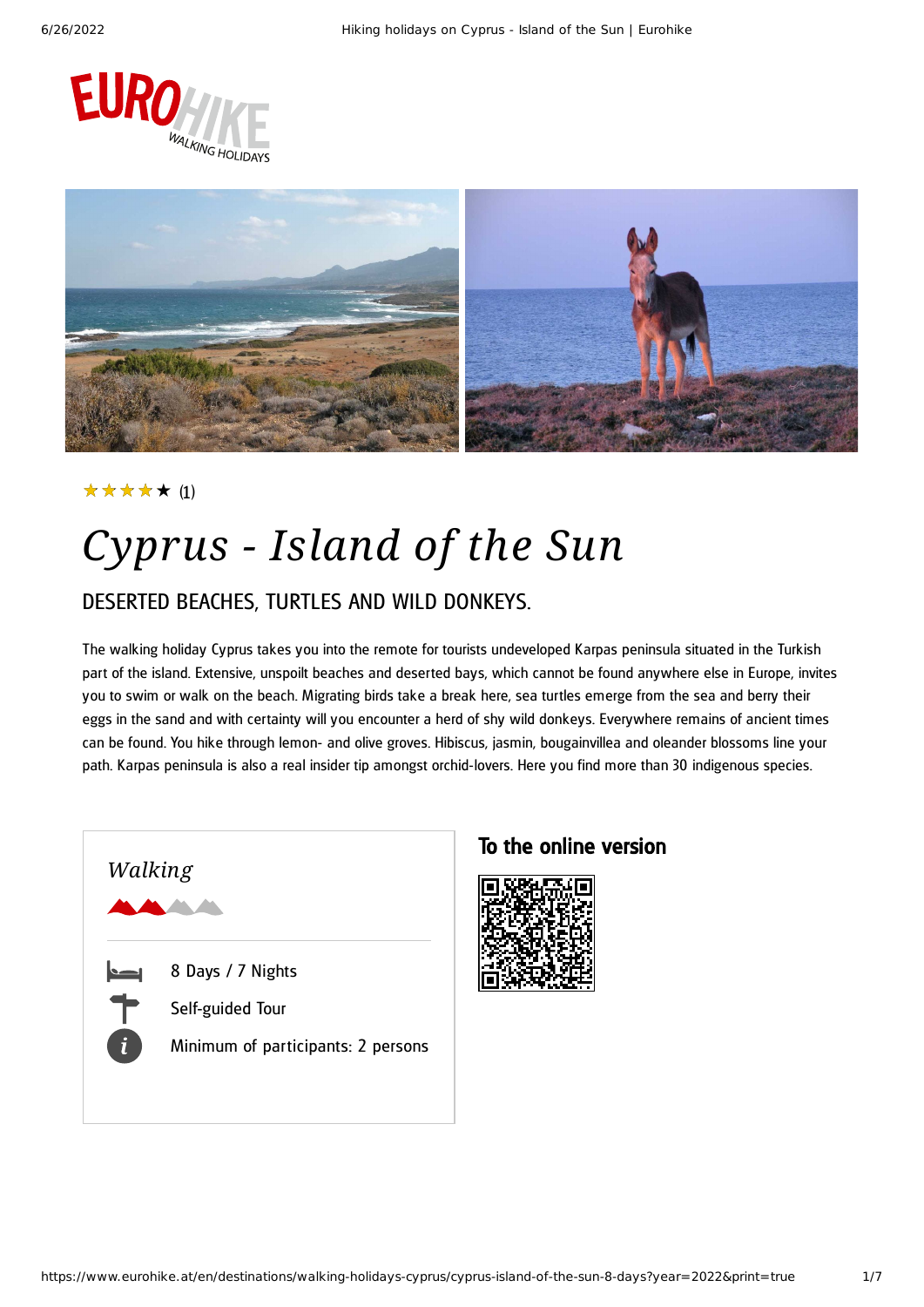★★★★★ (1)

# *Cyprus - Island of the Sun*

## DESERTED BEACHES, TURTLES AND WILD DONKEYS.

The walking holiday Cyprus takes you into the remote for tourists undeveloped Karpas peninsula situated in the Turkish part of the island. Extensive, unspoilt beaches and deserted bays, which cannot be found anywhere else in Europe, invites you to swim or walk on the beach. Migrating birds take a break here, sea turtles emerge from the sea and berry their eggs in the sand and with certainty will you encounter a herd of shy wild donkeys. Everywhere remains of ancient times can be found. You hike through lemon- and olive groves. Hibiscus, jasmin, bougainvillea and oleander blossoms line your path. Karpas peninsula is also a real insider tip amongst orchid-lovers. Here you find more than 30 indigenous species.

*Walking*

8 Days / 7 Nights

Self-guided Tour

Minimum of participants: 2 persons

## To the online version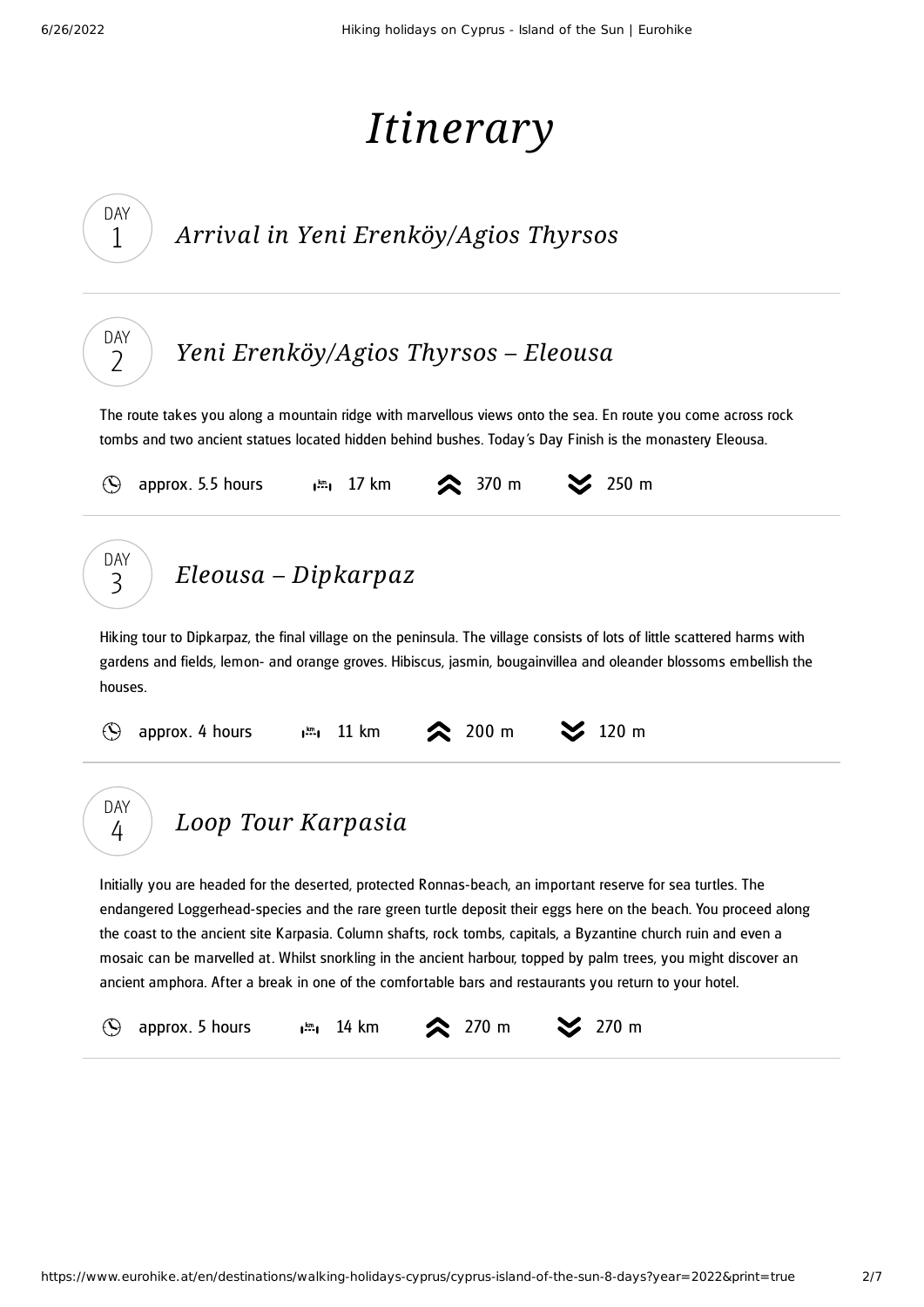# *Itinerary*

## DAY 1 — *Arrival in Yeni Erenköy/Agios Thyrsos*

## DAY 2 — *Yeni Erenköy/Agios Thyrsos – Eleousa*

The route takes you along a mountain ridge with marvellous views onto the sea. En route you come across rock tombs and two ancient statues located hidden behind bushes. Today's Day Finish is the monastery Eleousa.

approx. 5.5 hours | 17 km | 370 m | 250 m

## DAY 3 — *Eleousa – Dipkarpaz*

Hiking tour to Dipkarpaz, the final village on the peninsula. The village consists of lots of little scattered harms with gardens and fields, lemon- and orange groves. Hibiscus, jasmin, bougainvillea and oleander blossoms embellish the houses.

approx. 4 hours | 11 km | 200 m | 120 m

## DAY 4 — *Loop Tour Karpasia*

Initially you are headed for the deserted, protected Ronnas-beach, an important reserve for sea turtles. The endangered Loggerhead-species and the rare green turtle deposit their eggs here on the beach. You proceed along the coast to the ancient site Karpasia. Column shafts, rock tombs, capitals, a Byzantine church ruin and even a mosaic can be marvelled at. Whilst snorkling in the ancient harbour, topped by palm trees, you might discover an ancient amphora. After a break in one of the comfortable bars and restaurants you return to your hotel.

approx. 5 hours | 14 km | 270 m | 270 m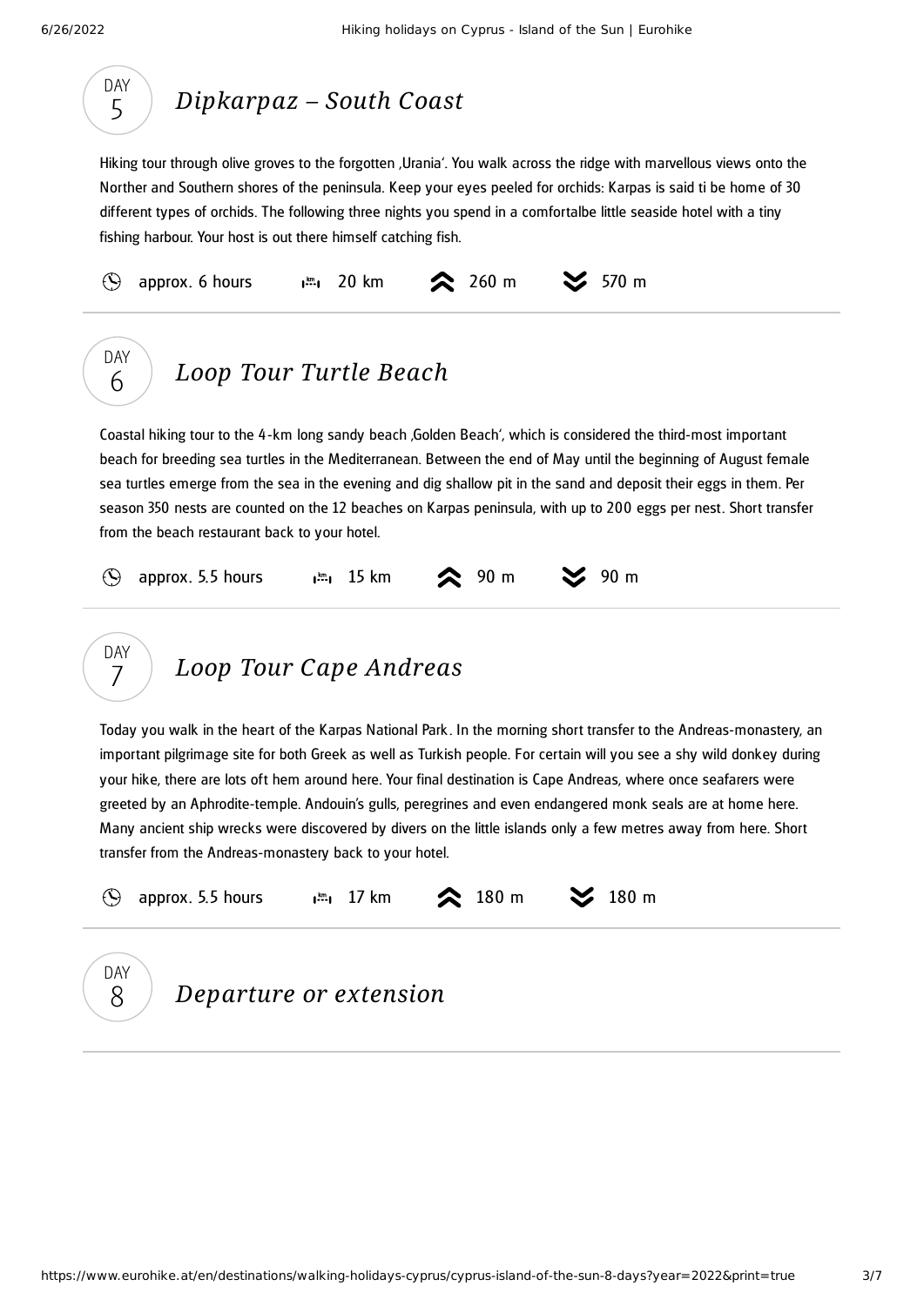## DAY 5 — *Dipkarpaz – South Coast*

Hiking tour through olive groves to the forgotten ‚Urania‘. You walk across the ridge with marvellous views onto the Norther and Southern shores of the peninsula. Keep your eyes peeled for orchids: Karpas is said ti be home of 30 different types of orchids. The following three nights you spend in a comfortalbe little seaside hotel with a tiny fishing harbour. Your host is out there himself catching fish.

approx. 6 hours | 20 km | 260 m | 570 m

---

## DAY 6 — *Loop Tour Turtle Beach*

Coastal hiking tour to the 4-km long sandy beach ‚Golden Beach‘, which is considered the third-most important beach for breeding sea turtles in the Mediterranean. Between the end of May until the beginning of August female sea turtles emerge from the sea in the evening and dig shallow pit in the sand and deposit their eggs in them. Per season 350 nests are counted on the 12 beaches on Karpas peninsula, with up to 200 eggs per nest. Short transfer from the beach restaurant back to your hotel.

approx. 5.5 hours | 15 km | 90 m | 90 m

---

## DAY 7 — *Loop Tour Cape Andreas*

Today you walk in the heart of the Karpas National Park. In the morning short transfer to the Andreas-monastery, an important pilgrimage site for both Greek as well as Turkish people. For certain will you see a shy wild donkey during your hike, there are lots oft hem around here. Your final destination is Cape Andreas, where once seafarers were greeted by an Aphrodite-temple. Andouin's gulls, peregrines and even endangered monk seals are at home here. Many ancient ship wrecks were discovered by divers on the little islands only a few metres away from here. Short transfer from the Andreas-monastery back to your hotel.

approx. 5.5 hours | 17 km | 180 m | 180 m

---

## DAY 8 — *Departure or extension*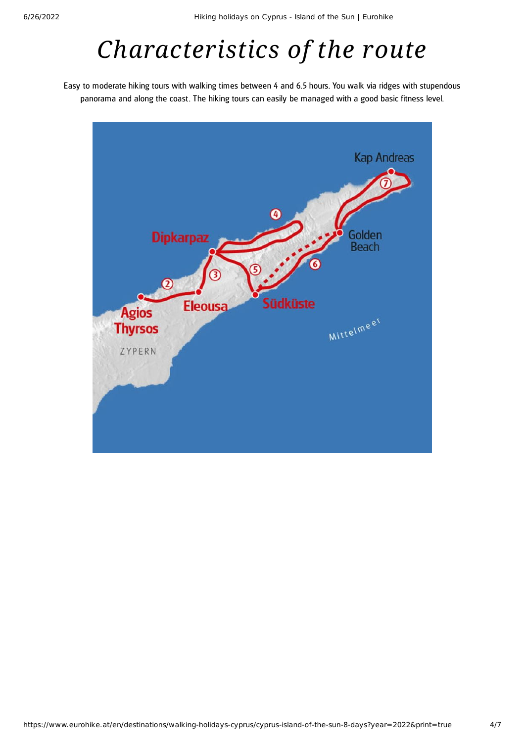# *Characteristics of the route*

Easy to moderate hiking tours with walking times between 4 and 6.5 hours. You walk via ridges with stupendous panorama and along the coast. The hiking tours can easily be managed with a good basic fitness level.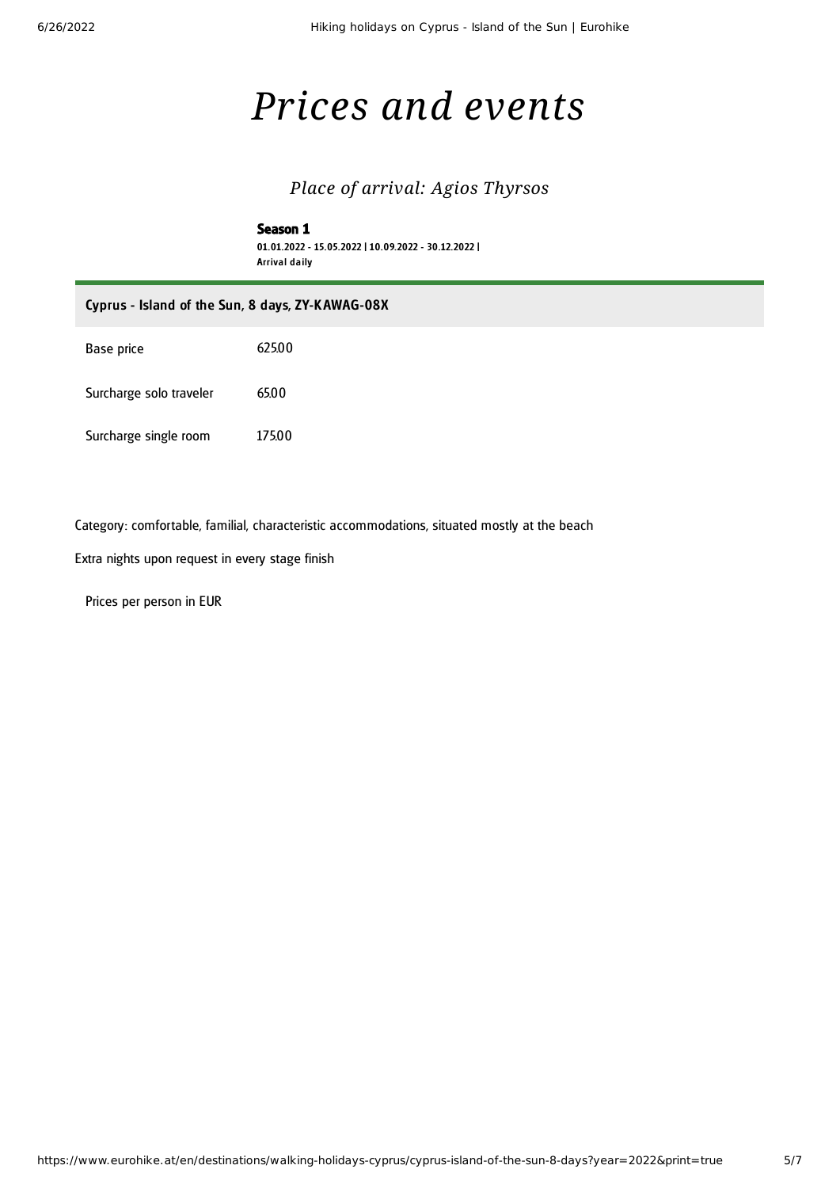# Prices and events

## Place of arrival: Agios Thyrsos

**Season 1**

01.01.2022 - 15.05.2022 | 10.09.2022 - 30.12.2022 |
Arrival daily

| Cyprus - Island of the Sun, 8 days, ZY-KAWAG-08X | |
|---|---|
| Base price | 625.00 |
| Surcharge solo traveler | 65.00 |
| Surcharge single room | 175.00 |

Category: comfortable, familial, characteristic accommodations, situated mostly at the beach

Extra nights upon request in every stage finish

Prices per person in EUR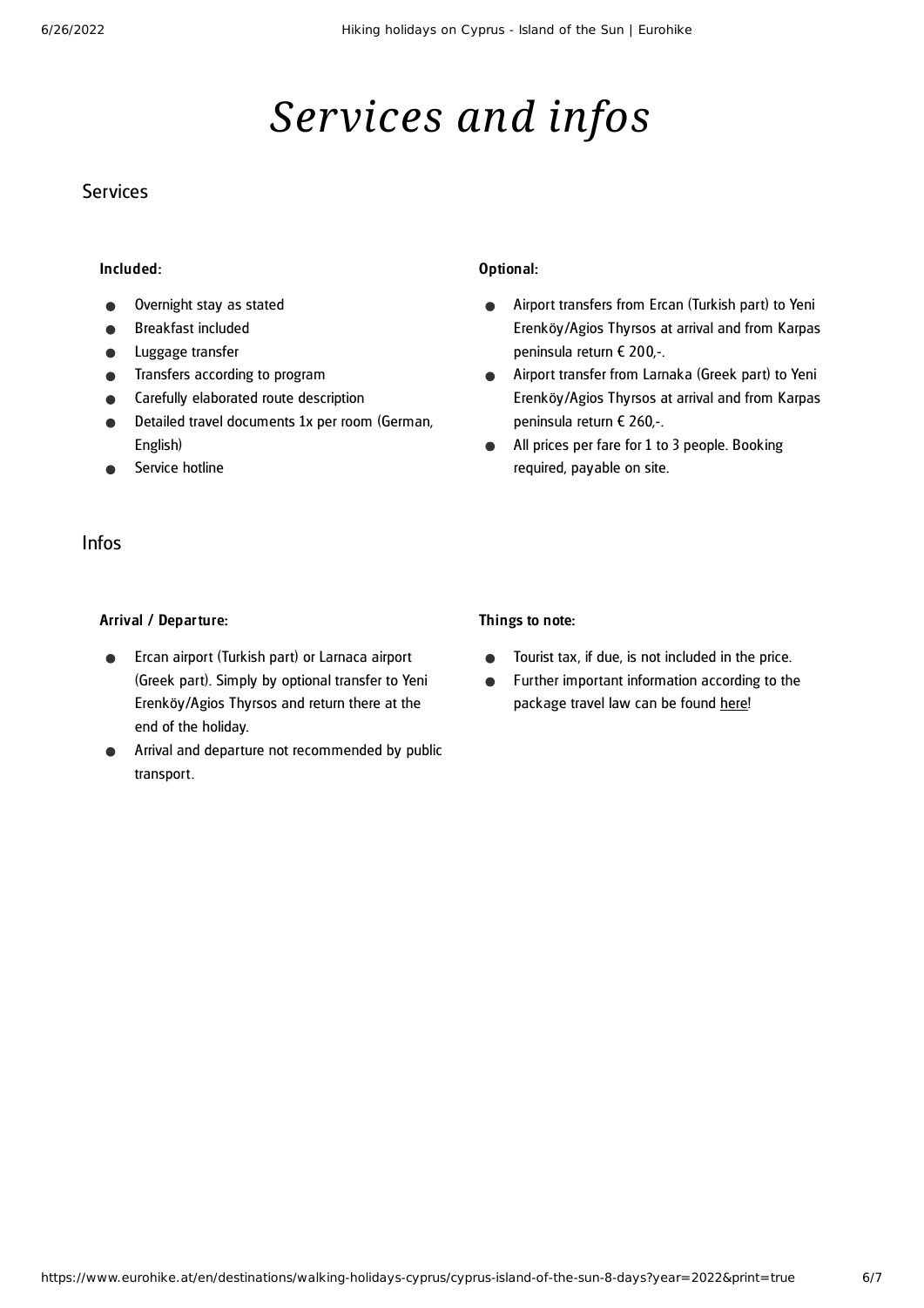# *Services and infos*

## Services

### Included:

- Overnight stay as stated
- Breakfast included
- Luggage transfer
- Transfers according to program
- Carefully elaborated route description
- Detailed travel documents 1x per room (German, English)
- Service hotline

### Optional:

- Airport transfers from Ercan (Turkish part) to Yeni Erenköy/Agios Thyrsos at arrival and from Karpas peninsula return € 200,-.
- Airport transfer from Larnaka (Greek part) to Yeni Erenköy/Agios Thyrsos at arrival and from Karpas peninsula return € 260,-.
- All prices per fare for 1 to 3 people. Booking required, payable on site.

## Infos

### Arrival / Departure:

- Ercan airport (Turkish part) or Larnaca airport (Greek part). Simply by optional transfer to Yeni Erenköy/Agios Thyrsos and return there at the end of the holiday.
- Arrival and departure not recommended by public transport.

### Things to note:

- Tourist tax, if due, is not included in the price.
- Further important information according to the package travel law can be found here!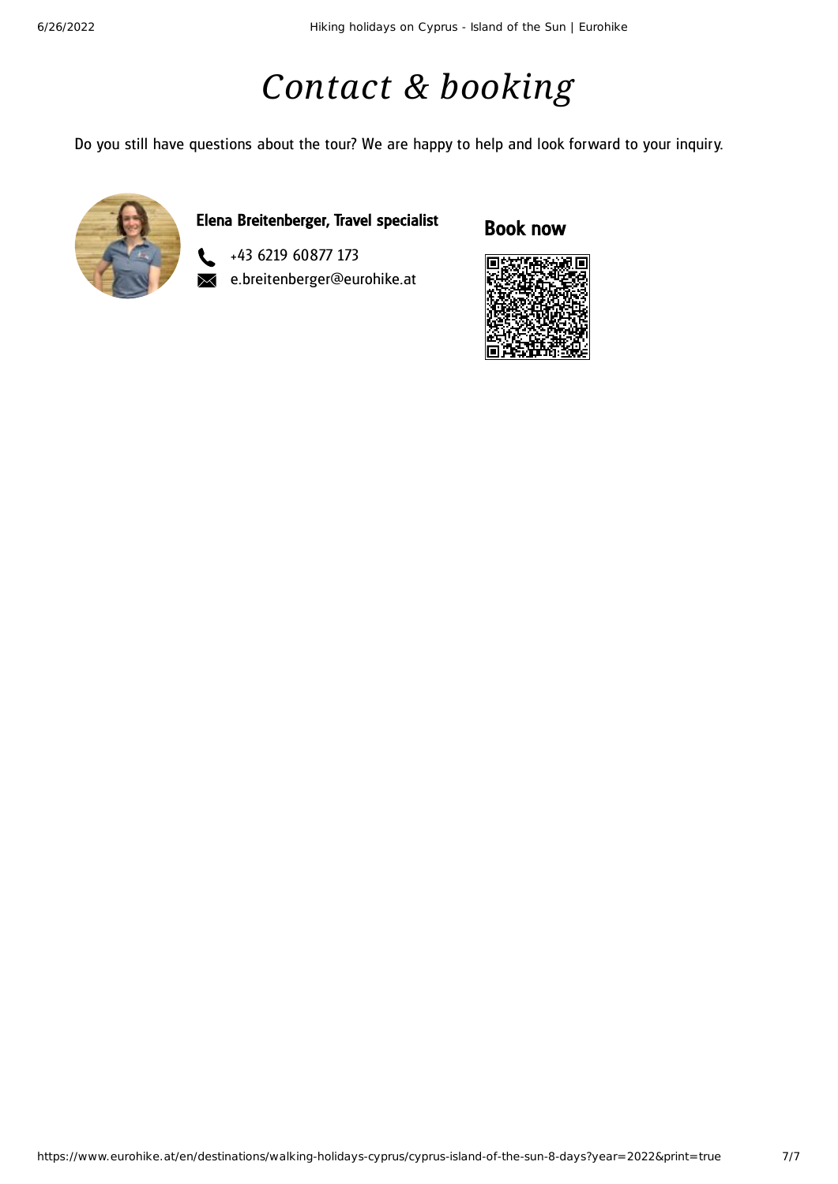# Contact & booking

Do you still have questions about the tour? We are happy to help and look forward to your inquiry.

**Elena Breitenberger, Travel specialist**

+43 6219 60877 173

e.breitenberger@eurohike.at

**Book now**